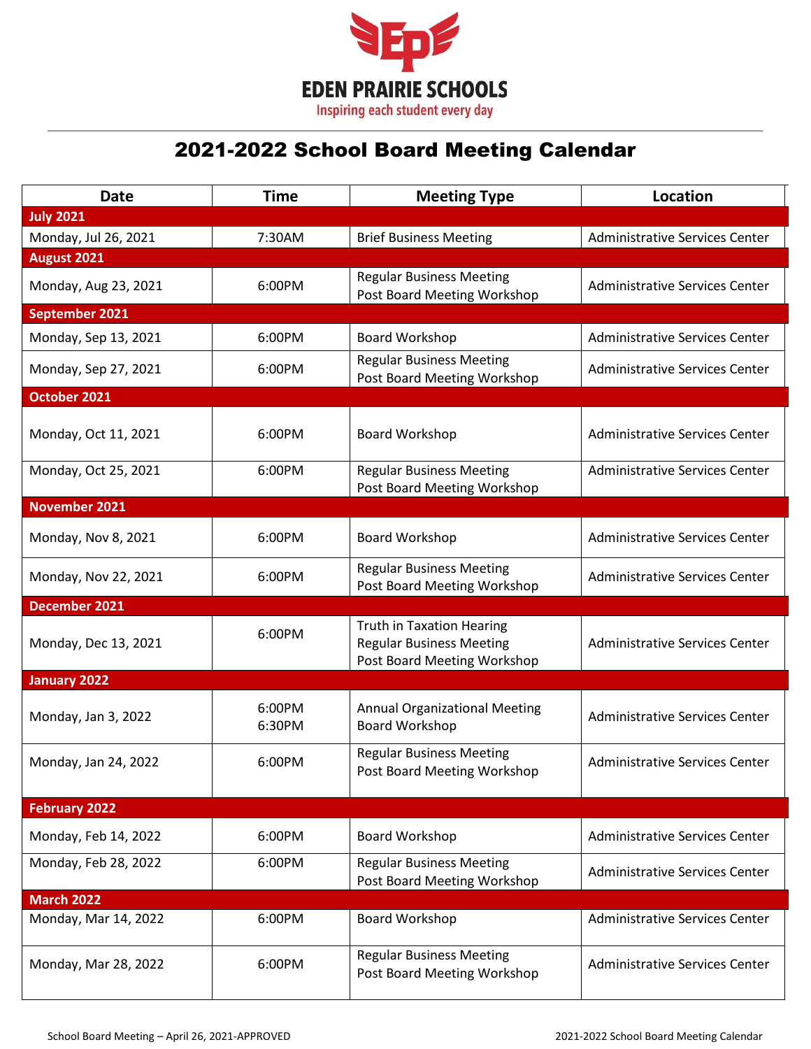**EDEN PRAIRIE SCHOOLS**

Inspiring each student every day

# 2021-2022 School Board Meeting Calendar

| Date | Time | Meeting Type | Location |
|---|---|---|---|
| **July 2021** | | | |
| Monday, Jul 26, 2021 | 7:30AM | Brief Business Meeting | Administrative Services Center |
| **August 2021** | | | |
| Monday, Aug 23, 2021 | 6:00PM | Regular Business Meeting<br>Post Board Meeting Workshop | Administrative Services Center |
| **September 2021** | | | |
| Monday, Sep 13, 2021 | 6:00PM | Board Workshop | Administrative Services Center |
| Monday, Sep 27, 2021 | 6:00PM | Regular Business Meeting<br>Post Board Meeting Workshop | Administrative Services Center |
| **October 2021** | | | |
| Monday, Oct 11, 2021 | 6:00PM | Board Workshop | Administrative Services Center |
| Monday, Oct 25, 2021 | 6:00PM | Regular Business Meeting<br>Post Board Meeting Workshop | Administrative Services Center |
| **November 2021** | | | |
| Monday, Nov 8, 2021 | 6:00PM | Board Workshop | Administrative Services Center |
| Monday, Nov 22, 2021 | 6:00PM | Regular Business Meeting<br>Post Board Meeting Workshop | Administrative Services Center |
| **December 2021** | | | |
| Monday, Dec 13, 2021 | 6:00PM | Truth in Taxation Hearing<br>Regular Business Meeting<br>Post Board Meeting Workshop | Administrative Services Center |
| **January 2022** | | | |
| Monday, Jan 3, 2022 | 6:00PM<br>6:30PM | Annual Organizational Meeting<br>Board Workshop | Administrative Services Center |
| Monday, Jan 24, 2022 | 6:00PM | Regular Business Meeting<br>Post Board Meeting Workshop | Administrative Services Center |
| **February 2022** | | | |
| Monday, Feb 14, 2022 | 6:00PM | Board Workshop | Administrative Services Center |
| Monday, Feb 28, 2022 | 6:00PM | Regular Business Meeting<br>Post Board Meeting Workshop | Administrative Services Center |
| **March 2022** | | | |
| Monday, Mar 14, 2022 | 6:00PM | Board Workshop | Administrative Services Center |
| Monday, Mar 28, 2022 | 6:00PM | Regular Business Meeting<br>Post Board Meeting Workshop | Administrative Services Center |

School Board Meeting – April 26, 2021-APPROVED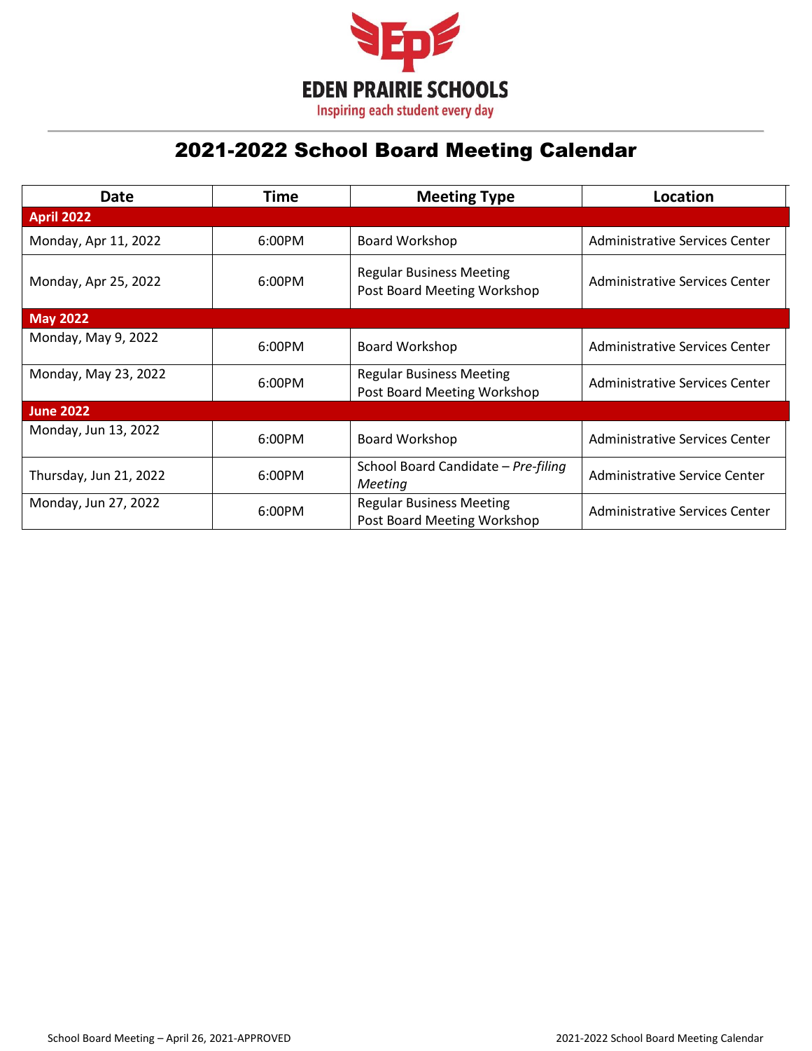EDEN PRAIRIE SCHOOLS

Inspiring each student every day

# 2021-2022 School Board Meeting Calendar

| Date | Time | Meeting Type | Location |
|---|---|---|---|
| **April 2022** | | | |
| Monday, Apr 11, 2022 | 6:00PM | Board Workshop | Administrative Services Center |
| Monday, Apr 25, 2022 | 6:00PM | Regular Business Meeting<br>Post Board Meeting Workshop | Administrative Services Center |
| **May 2022** | | | |
| Monday, May 9, 2022 | 6:00PM | Board Workshop | Administrative Services Center |
| Monday, May 23, 2022 | 6:00PM | Regular Business Meeting<br>Post Board Meeting Workshop | Administrative Services Center |
| **June 2022** | | | |
| Monday, Jun 13, 2022 | 6:00PM | Board Workshop | Administrative Services Center |
| Thursday, Jun 21, 2022 | 6:00PM | School Board Candidate – *Pre-filing Meeting* | Administrative Service Center |
| Monday, Jun 27, 2022 | 6:00PM | Regular Business Meeting<br>Post Board Meeting Workshop | Administrative Services Center |